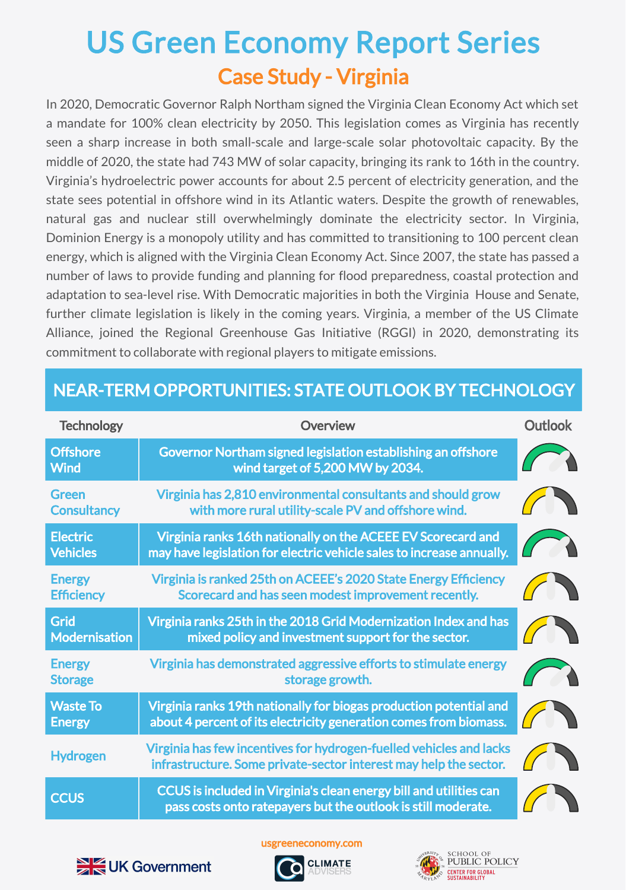# US Green Economy Report Series

## Case Study - Virginia

In 2020, Democratic Governor Ralph Northam signed the Virginia Clean Economy Act which set a mandate for 100% clean electricity by 2050. This legislation comes as Virginia has recently seen a sharp increase in both small-scale and large-scale solar photovoltaic capacity. By the middle of 2020, the state had 743 MW of solar capacity, bringing its rank to 16th in the country. Virginia's hydroelectric power accounts for about 2.5 percent of electricity generation, and the state sees potential in offshore wind in its Atlantic waters. Despite the growth of renewables, natural gas and nuclear still overwhelmingly dominate the electricity sector. In Virginia, Dominion Energy is a monopoly utility and has committed to transitioning to 100 percent clean energy, which is aligned with the Virginia Clean Economy Act. Since 2007, the state has passed a number of laws to provide funding and planning for flood preparedness, coastal protection and adaptation to sea-level rise. With Democratic majorities in both the Virginia House and Senate, further climate legislation is likely in the coming years. Virginia, a member of the US Climate Alliance, joined the Regional Greenhouse Gas Initiative (RGGI) in 2020, demonstrating its commitment to collaborate with regional players to mitigate emissions.

## NEAR-TERM OPPORTUNITIES: STATE OUTLOOK BY TECHNOLOGY

| Technology | Overview | Outlook |
|---|---|---|
| Offshore Wind | Governor Northam signed legislation establishing an offshore wind target of 5,200 MW by 2034. | |
| Green Consultancy | Virginia has 2,810 environmental consultants and should grow with more rural utility-scale PV and offshore wind. | |
| Electric Vehicles | Virginia ranks 16th nationally on the ACEEE EV Scorecard and may have legislation for electric vehicle sales to increase annually. | |
| Energy Efficiency | Virginia is ranked 25th on ACEEE's 2020 State Energy Efficiency Scorecard and has seen modest improvement recently. | |
| Grid Modernisation | Virginia ranks 25th in the 2018 Grid Modernization Index and has mixed policy and investment support for the sector. | |
| Energy Storage | Virginia has demonstrated aggressive efforts to stimulate energy storage growth. | |
| Waste To Energy | Virginia ranks 19th nationally for biogas production potential and about 4 percent of its electricity generation comes from biomass. | |
| Hydrogen | Virginia has few incentives for hydrogen-fuelled vehicles and lacks infrastructure. Some private-sector interest may help the sector. | |
| CCUS | CCUS is included in Virginia's clean energy bill and utilities can pass costs onto ratepayers but the outlook is still moderate. | |

usgreeneconomy.com

UK Government | CLIMATE ADVISERS | SCHOOL OF PUBLIC POLICY — CENTER FOR GLOBAL SUSTAINABILITY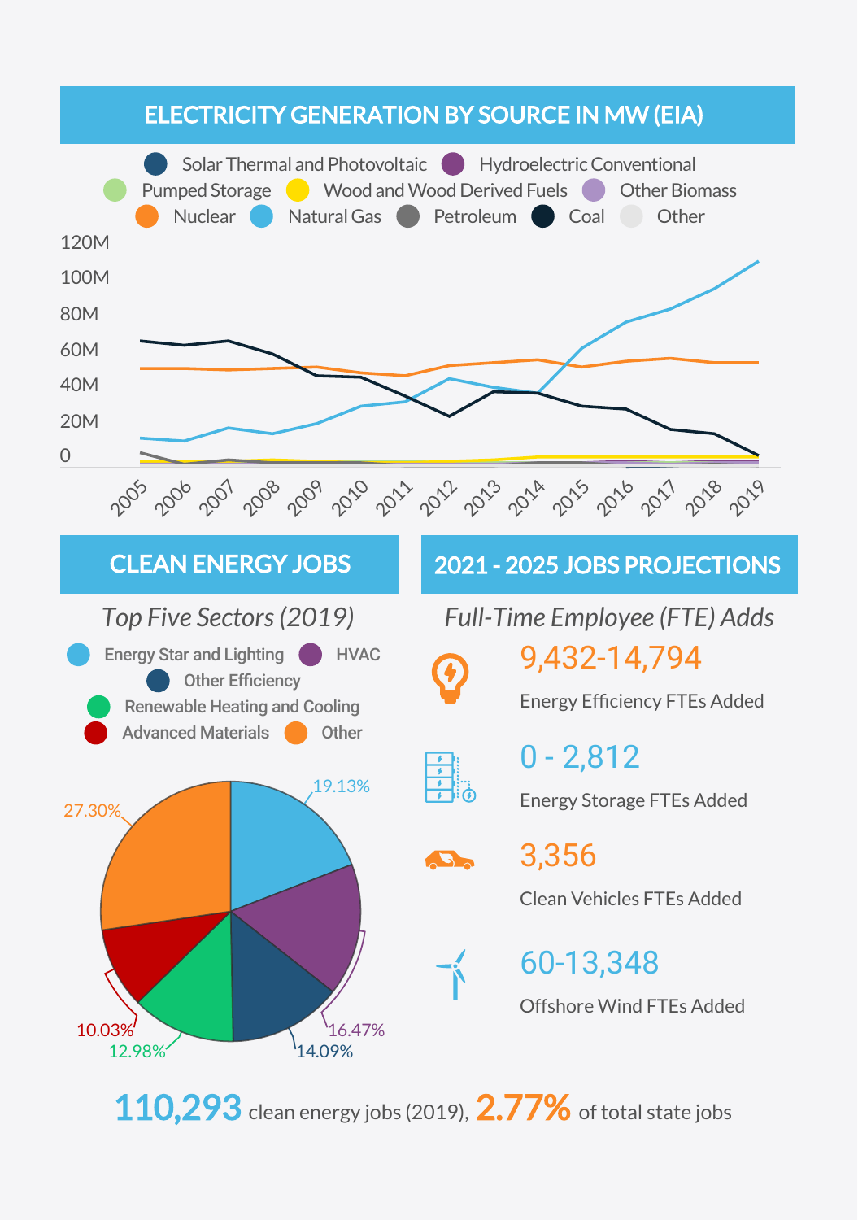## ELECTRICITY GENERATION BY SOURCE IN MW (EIA)

Solar Thermal and Photovoltaic
Hydroelectric Conventional
Pumped Storage
Wood and Wood Derived Fuels
Other Biomass
Nuclear
Natural Gas
Petroleum
Coal
Other

120M
100M
80M
60M
40M
20M
0

2005
2006
2007
2008
2009
2010
2011
2012
2013
2014
2015
2016
2017
2018
2019

## CLEAN ENERGY JOBS

*Top Five Sectors (2019)*

Energy Star and Lighting
HVAC
Other Efficiency
Renewable Heating and Cooling
Advanced Materials
Other

19.13%
16.47%
14.09%
12.98%
10.03%
27.30%

## 2021 - 2025 JOBS PROJECTIONS

*Full-Time Employee (FTE) Adds*

**9,432-14,794**
Energy Efficiency FTEs Added

**0 - 2,812**
Energy Storage FTEs Added

**3,356**
Clean Vehicles FTEs Added

**60-13,348**
Offshore Wind FTEs Added

**110,293** clean energy jobs (2019), **2.77%** of total state jobs